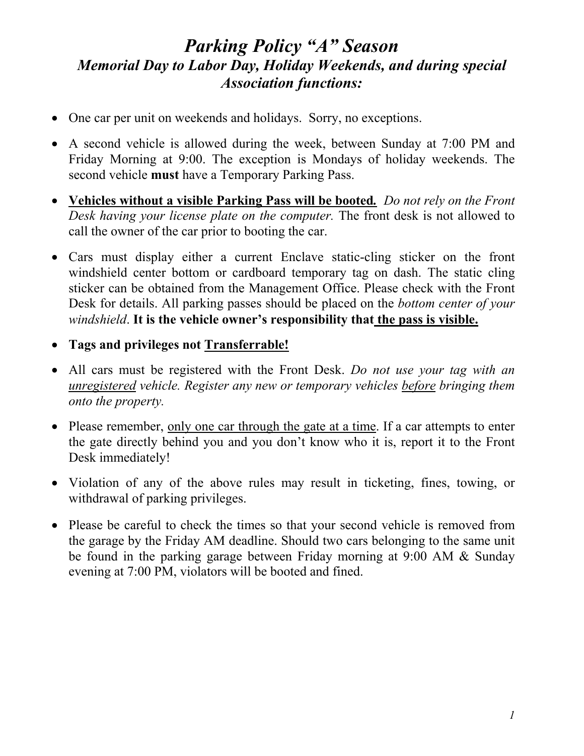# *Parking Policy "A" Season*

## *Memorial Day to Labor Day, Holiday Weekends, and during special Association functions:*

- One car per unit on weekends and holidays. Sorry, no exceptions.
- A second vehicle is allowed during the week, between Sunday at 7:00 PM and Friday Morning at 9:00. The exception is Mondays of holiday weekends. The second vehicle **must** have a Temporary Parking Pass.
- <u>**Vehicles without a visible Parking Pass will be booted.**</u> *Do not rely on the Front Desk having your license plate on the computer.* The front desk is not allowed to call the owner of the car prior to booting the car.
- Cars must display either a current Enclave static-cling sticker on the front windshield center bottom or cardboard temporary tag on dash. The static cling sticker can be obtained from the Management Office. Please check with the Front Desk for details. All parking passes should be placed on the *bottom center of your windshield*. **It is the vehicle owner's responsibility that <u>the pass is visible.</u>**
- **Tags and privileges not <u>Transferrable!</u>**
- All cars must be registered with the Front Desk. *Do not use your tag with an <u>unregistered</u> vehicle. Register any new or temporary vehicles <u>before</u> bringing them onto the property.*
- Please remember, <u>only one car through the gate at a time</u>. If a car attempts to enter the gate directly behind you and you don't know who it is, report it to the Front Desk immediately!
- Violation of any of the above rules may result in ticketing, fines, towing, or withdrawal of parking privileges.
- Please be careful to check the times so that your second vehicle is removed from the garage by the Friday AM deadline. Should two cars belonging to the same unit be found in the parking garage between Friday morning at 9:00 AM & Sunday evening at 7:00 PM, violators will be booted and fined.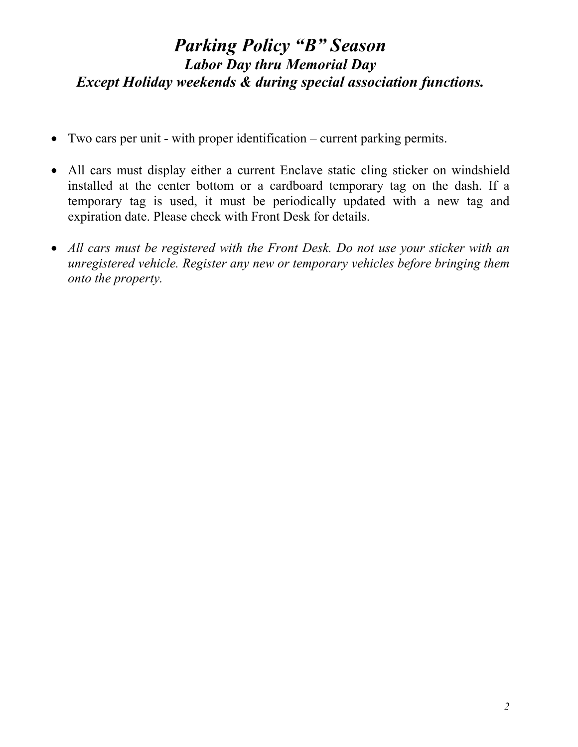# *Parking Policy "B" Season*

***Labor Day thru Memorial Day***

***Except Holiday weekends & during special association functions.***

- Two cars per unit - with proper identification – current parking permits.
- All cars must display either a current Enclave static cling sticker on windshield installed at the center bottom or a cardboard temporary tag on the dash. If a temporary tag is used, it must be periodically updated with a new tag and expiration date. Please check with Front Desk for details.
- *All cars must be registered with the Front Desk. Do not use your sticker with an unregistered vehicle. Register any new or temporary vehicles before bringing them onto the property.*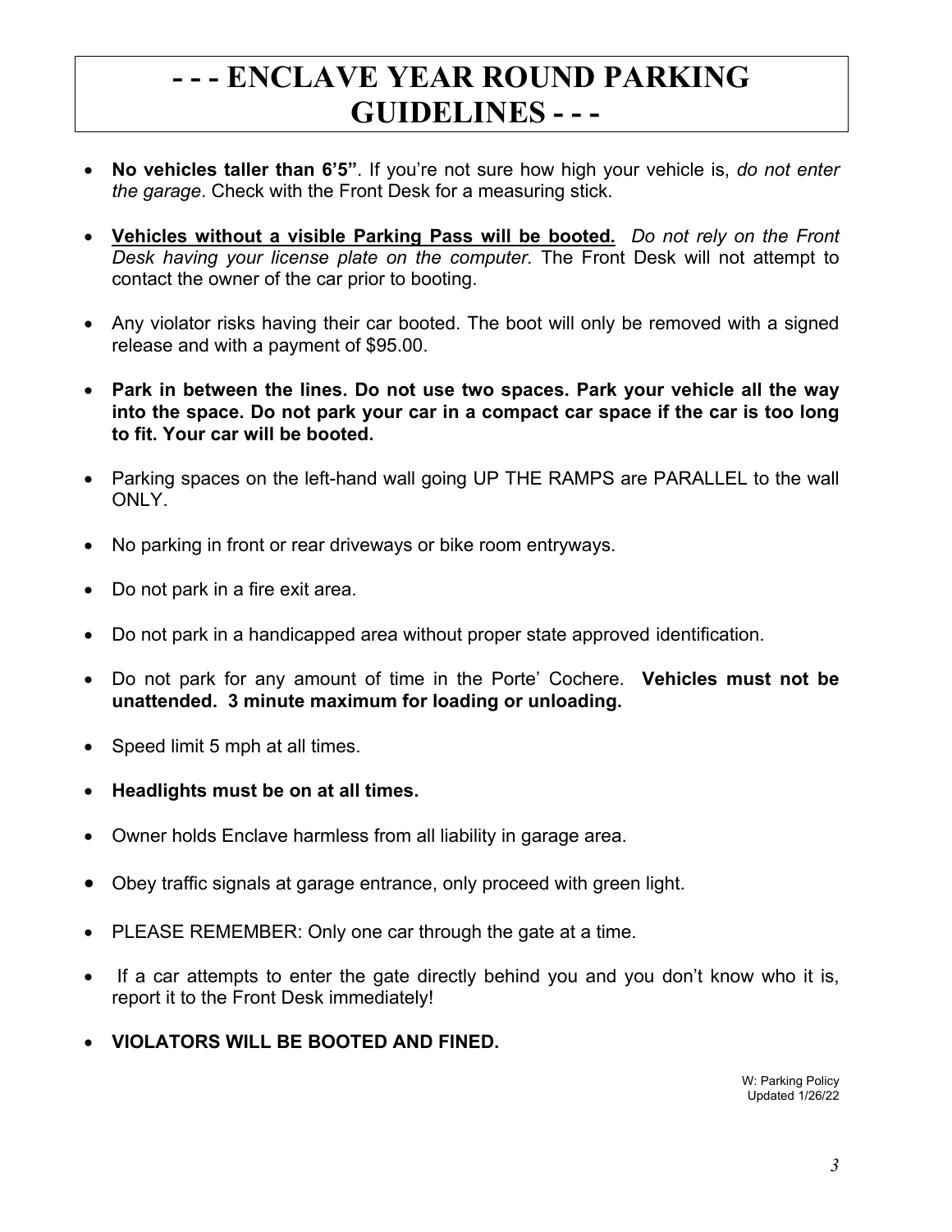# - - - ENCLAVE YEAR ROUND PARKING GUIDELINES - - -

- **No vehicles taller than 6'5"**. If you're not sure how high your vehicle is, *do not enter the garage*. Check with the Front Desk for a measuring stick.
- **Vehicles without a visible Parking Pass will be booted.** *Do not rely on the Front Desk having your license plate on the computer.* The Front Desk will not attempt to contact the owner of the car prior to booting.
- Any violator risks having their car booted. The boot will only be removed with a signed release and with a payment of $95.00.
- **Park in between the lines. Do not use two spaces. Park your vehicle all the way into the space. Do not park your car in a compact car space if the car is too long to fit. Your car will be booted.**
- Parking spaces on the left-hand wall going UP THE RAMPS are PARALLEL to the wall ONLY.
- No parking in front or rear driveways or bike room entryways.
- Do not park in a fire exit area.
- Do not park in a handicapped area without proper state approved identification.
- Do not park for any amount of time in the Porte' Cochere. **Vehicles must not be unattended. 3 minute maximum for loading or unloading.**
- Speed limit 5 mph at all times.
- **Headlights must be on at all times.**
- Owner holds Enclave harmless from all liability in garage area.
- Obey traffic signals at garage entrance, only proceed with green light.
- PLEASE REMEMBER: Only one car through the gate at a time.
- If a car attempts to enter the gate directly behind you and you don't know who it is, report it to the Front Desk immediately!
- **VIOLATORS WILL BE BOOTED AND FINED.**

W: Parking Policy
Updated 1/26/22